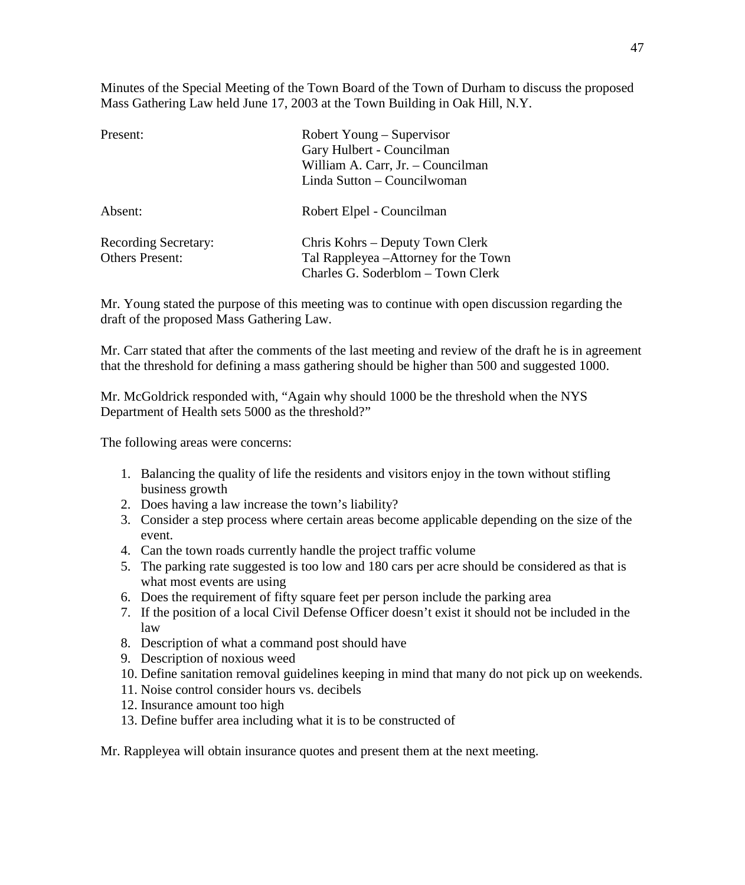Minutes of the Special Meeting of the Town Board of the Town of Durham to discuss the proposed Mass Gathering Law held June 17, 2003 at the Town Building in Oak Hill, N.Y.

| | |
|---|---|
| Present: | Robert Young – Supervisor<br>Gary Hulbert - Councilman<br>William A. Carr, Jr. – Councilman<br>Linda Sutton – Councilwoman |
| Absent: | Robert Elpel - Councilman |
| Recording Secretary: | Chris Kohrs – Deputy Town Clerk |
| Others Present: | Tal Rappleyea –Attorney for the Town<br>Charles G. Soderblom – Town Clerk |

Mr. Young stated the purpose of this meeting was to continue with open discussion regarding the draft of the proposed Mass Gathering Law.

Mr. Carr stated that after the comments of the last meeting and review of the draft he is in agreement that the threshold for defining a mass gathering should be higher than 500 and suggested 1000.

Mr. McGoldrick responded with, "Again why should 1000 be the threshold when the NYS Department of Health sets 5000 as the threshold?"

The following areas were concerns:

1. Balancing the quality of life the residents and visitors enjoy in the town without stifling business growth
2. Does having a law increase the town's liability?
3. Consider a step process where certain areas become applicable depending on the size of the event.
4. Can the town roads currently handle the project traffic volume
5. The parking rate suggested is too low and 180 cars per acre should be considered as that is what most events are using
6. Does the requirement of fifty square feet per person include the parking area
7. If the position of a local Civil Defense Officer doesn't exist it should not be included in the law
8. Description of what a command post should have
9. Description of noxious weed
10. Define sanitation removal guidelines keeping in mind that many do not pick up on weekends.
11. Noise control consider hours vs. decibels
12. Insurance amount too high
13. Define buffer area including what it is to be constructed of

Mr. Rappleyea will obtain insurance quotes and present them at the next meeting.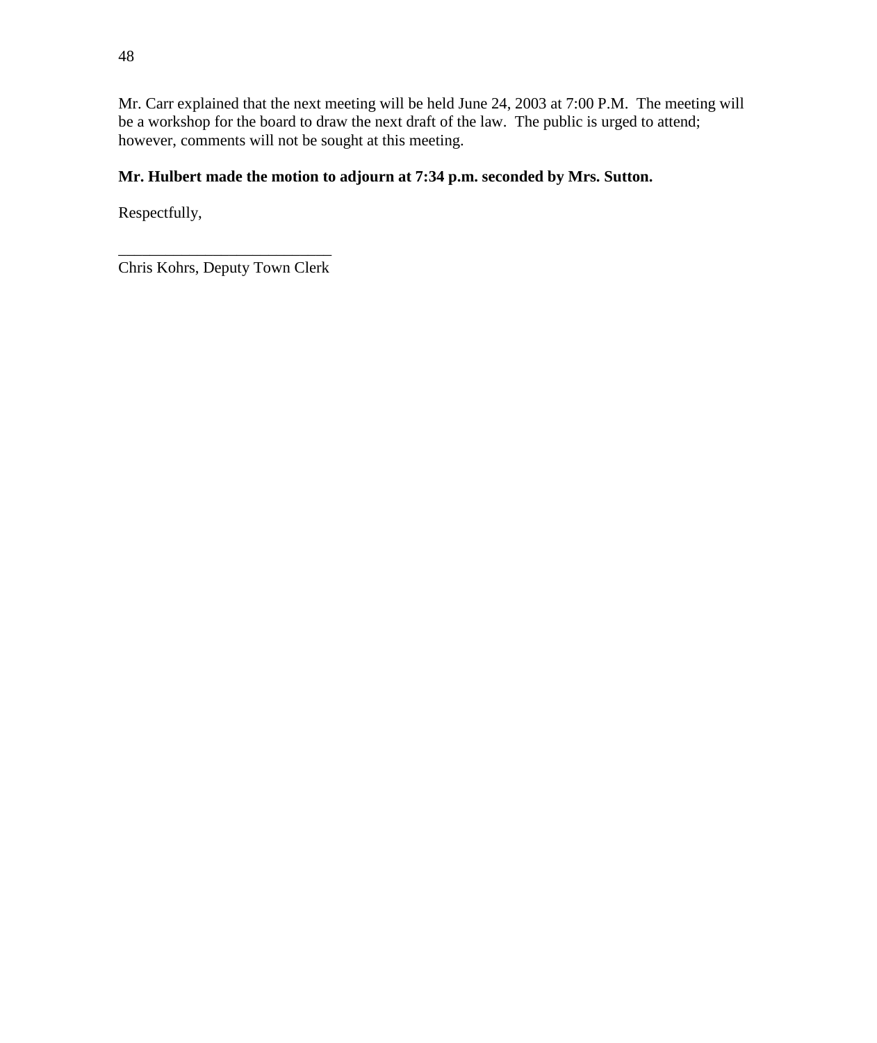Mr. Carr explained that the next meeting will be held June 24, 2003 at 7:00 P.M. The meeting will be a workshop for the board to draw the next draft of the law. The public is urged to attend; however, comments will not be sought at this meeting.

**Mr. Hulbert made the motion to adjourn at 7:34 p.m. seconded by Mrs. Sutton.**

Respectfully,

___________________________

Chris Kohrs, Deputy Town Clerk